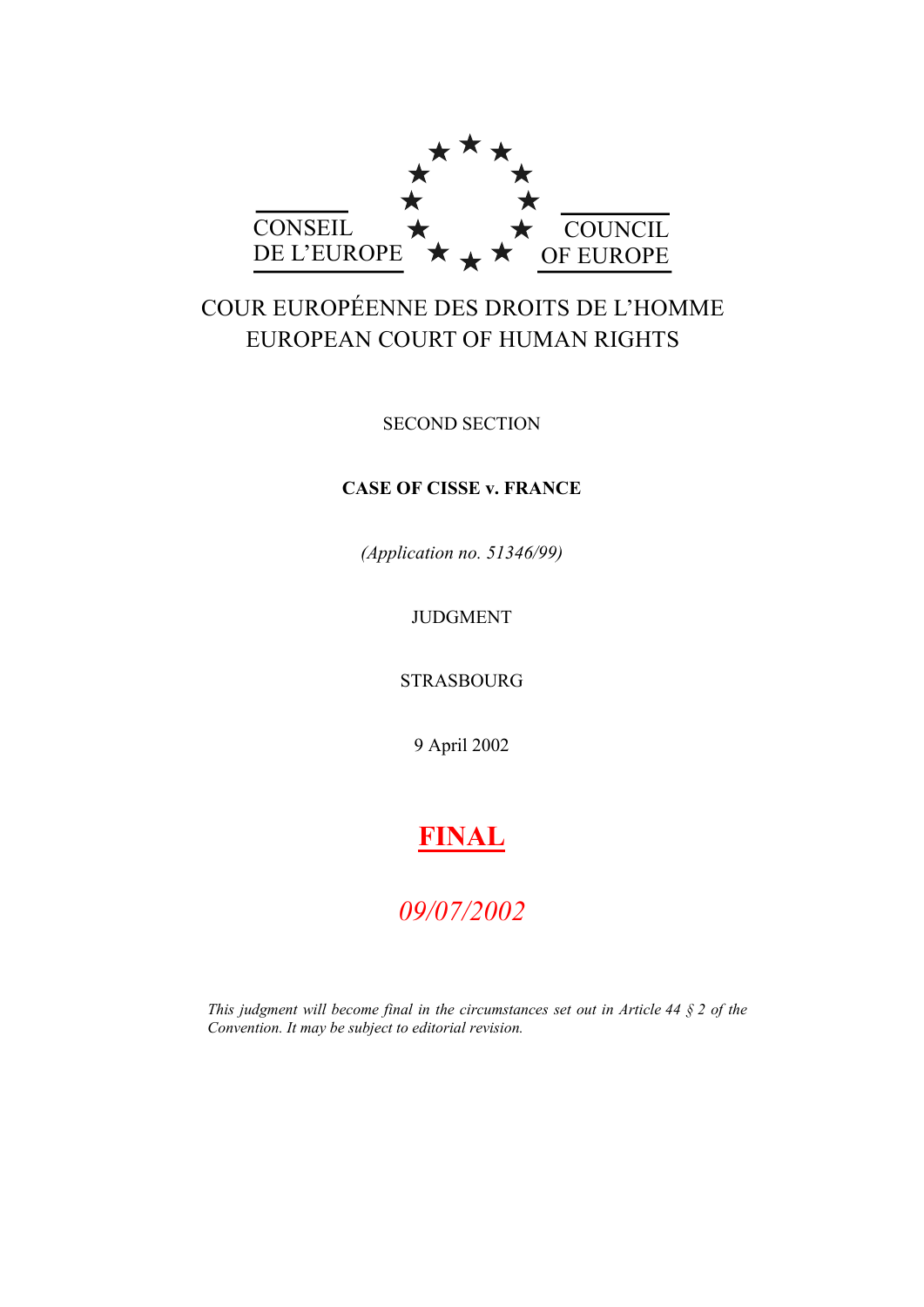CONSEIL DE L'EUROPE

COUNCIL OF EUROPE

COUR EUROPÉENNE DES DROITS DE L'HOMME
EUROPEAN COURT OF HUMAN RIGHTS

SECOND SECTION

**CASE OF CISSE v. FRANCE**

*(Application no. 51346/99)*

JUDGMENT

STRASBOURG

9 April 2002

**FINAL**

*09/07/2002*

*This judgment will become final in the circumstances set out in Article 44 § 2 of the Convention. It may be subject to editorial revision.*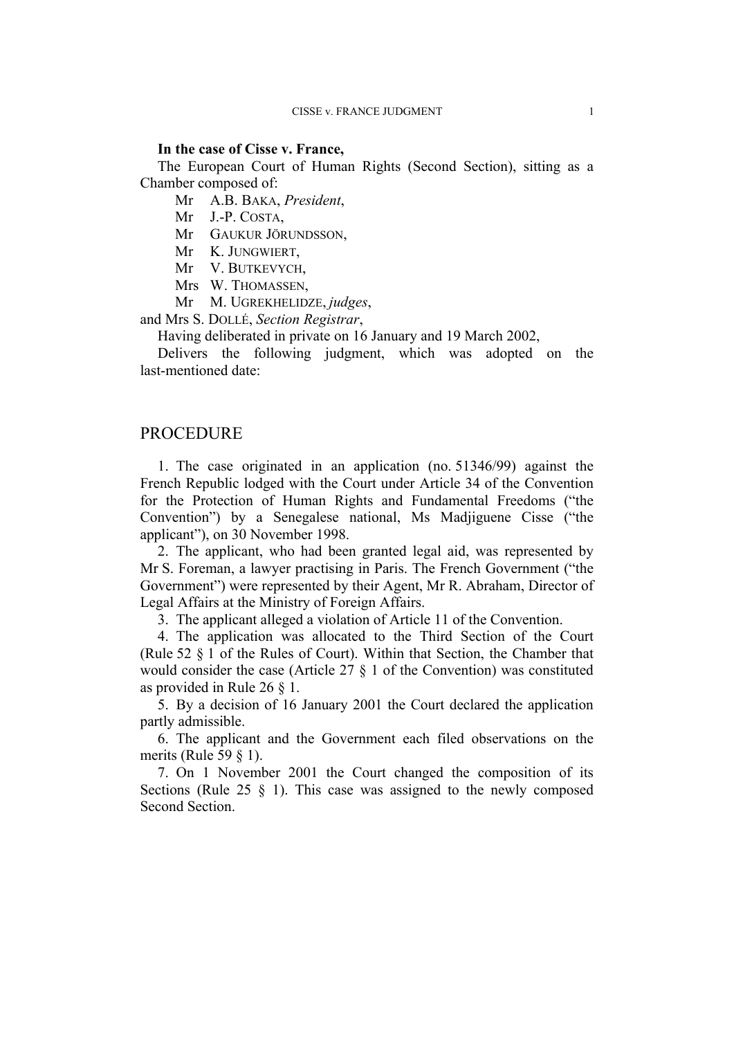**In the case of Cisse v. France,**

The European Court of Human Rights (Second Section), sitting as a Chamber composed of:

Mr A.B. BAKA, *President*,
Mr J.-P. COSTA,
Mr GAUKUR JÖRUNDSSON,
Mr K. JUNGWIERT,
Mr V. BUTKEVYCH,
Mrs W. THOMASSEN,
Mr M. UGREKHELIDZE, *judges*,

and Mrs S. DOLLÉ, *Section Registrar*,

Having deliberated in private on 16 January and 19 March 2002,

Delivers the following judgment, which was adopted on the last-mentioned date:

# PROCEDURE

1. The case originated in an application (no. 51346/99) against the French Republic lodged with the Court under Article 34 of the Convention for the Protection of Human Rights and Fundamental Freedoms ("the Convention") by a Senegalese national, Ms Madjiguene Cisse ("the applicant"), on 30 November 1998.

2. The applicant, who had been granted legal aid, was represented by Mr S. Foreman, a lawyer practising in Paris. The French Government ("the Government") were represented by their Agent, Mr R. Abraham, Director of Legal Affairs at the Ministry of Foreign Affairs.

3. The applicant alleged a violation of Article 11 of the Convention.

4. The application was allocated to the Third Section of the Court (Rule 52 § 1 of the Rules of Court). Within that Section, the Chamber that would consider the case (Article 27 § 1 of the Convention) was constituted as provided in Rule 26 § 1.

5. By a decision of 16 January 2001 the Court declared the application partly admissible.

6. The applicant and the Government each filed observations on the merits (Rule 59 § 1).

7. On 1 November 2001 the Court changed the composition of its Sections (Rule 25 § 1). This case was assigned to the newly composed Second Section.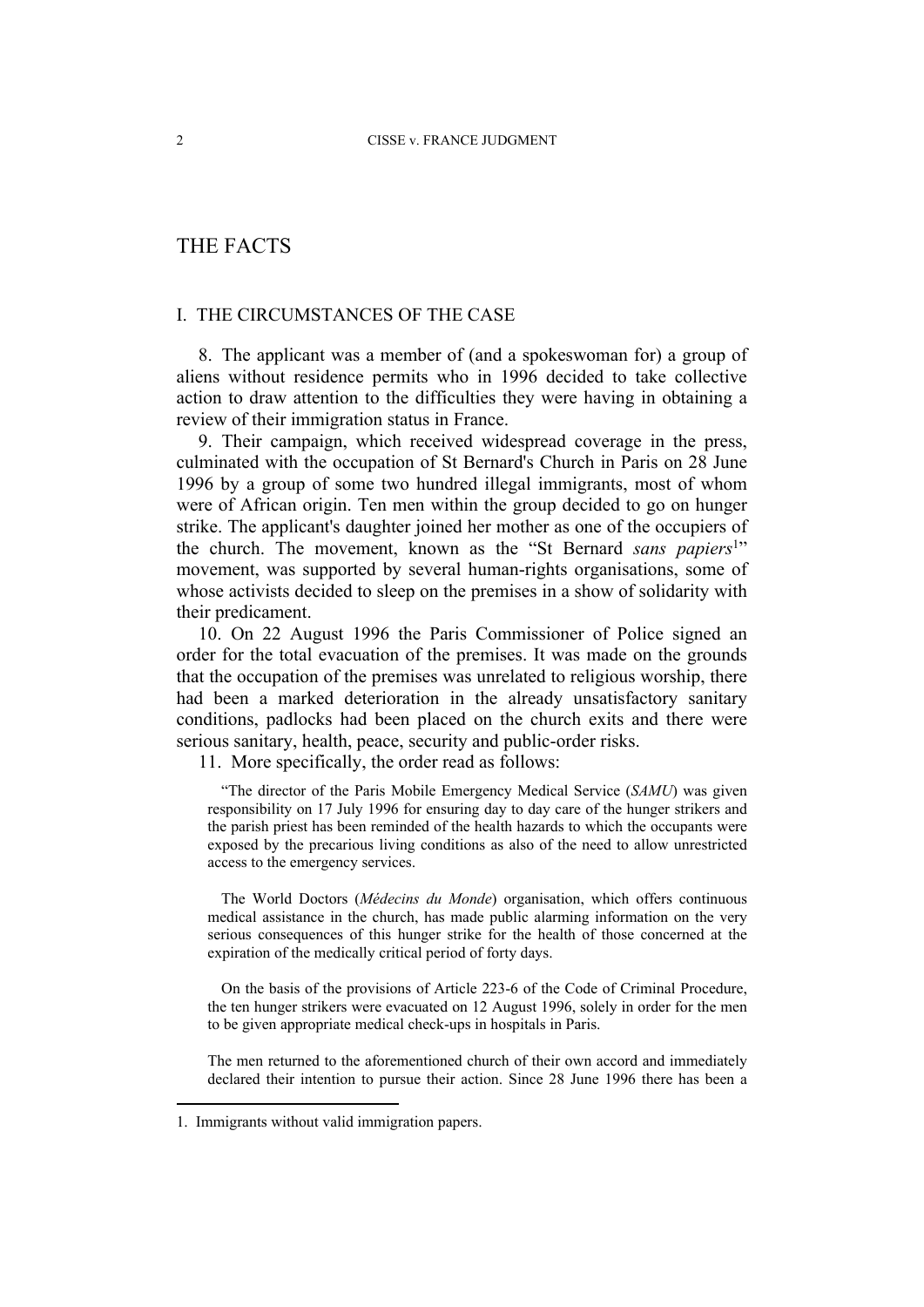# THE FACTS

## I. THE CIRCUMSTANCES OF THE CASE

8. The applicant was a member of (and a spokeswoman for) a group of aliens without residence permits who in 1996 decided to take collective action to draw attention to the difficulties they were having in obtaining a review of their immigration status in France.

9. Their campaign, which received widespread coverage in the press, culminated with the occupation of St Bernard's Church in Paris on 28 June 1996 by a group of some two hundred illegal immigrants, most of whom were of African origin. Ten men within the group decided to go on hunger strike. The applicant's daughter joined her mother as one of the occupiers of the church. The movement, known as the "St Bernard *sans papiers*[1]" movement, was supported by several human-rights organisations, some of whose activists decided to sleep on the premises in a show of solidarity with their predicament.

10. On 22 August 1996 the Paris Commissioner of Police signed an order for the total evacuation of the premises. It was made on the grounds that the occupation of the premises was unrelated to religious worship, there had been a marked deterioration in the already unsatisfactory sanitary conditions, padlocks had been placed on the church exits and there were serious sanitary, health, peace, security and public-order risks.

11. More specifically, the order read as follows:

> "The director of the Paris Mobile Emergency Medical Service (*SAMU*) was given responsibility on 17 July 1996 for ensuring day to day care of the hunger strikers and the parish priest has been reminded of the health hazards to which the occupants were exposed by the precarious living conditions as also of the need to allow unrestricted access to the emergency services.
>
> The World Doctors (*Médecins du Monde*) organisation, which offers continuous medical assistance in the church, has made public alarming information on the very serious consequences of this hunger strike for the health of those concerned at the expiration of the medically critical period of forty days.
>
> On the basis of the provisions of Article 223-6 of the Code of Criminal Procedure, the ten hunger strikers were evacuated on 12 August 1996, solely in order for the men to be given appropriate medical check-ups in hospitals in Paris.
>
> The men returned to the aforementioned church of their own accord and immediately declared their intention to pursue their action. Since 28 June 1996 there has been a

1. Immigrants without valid immigration papers.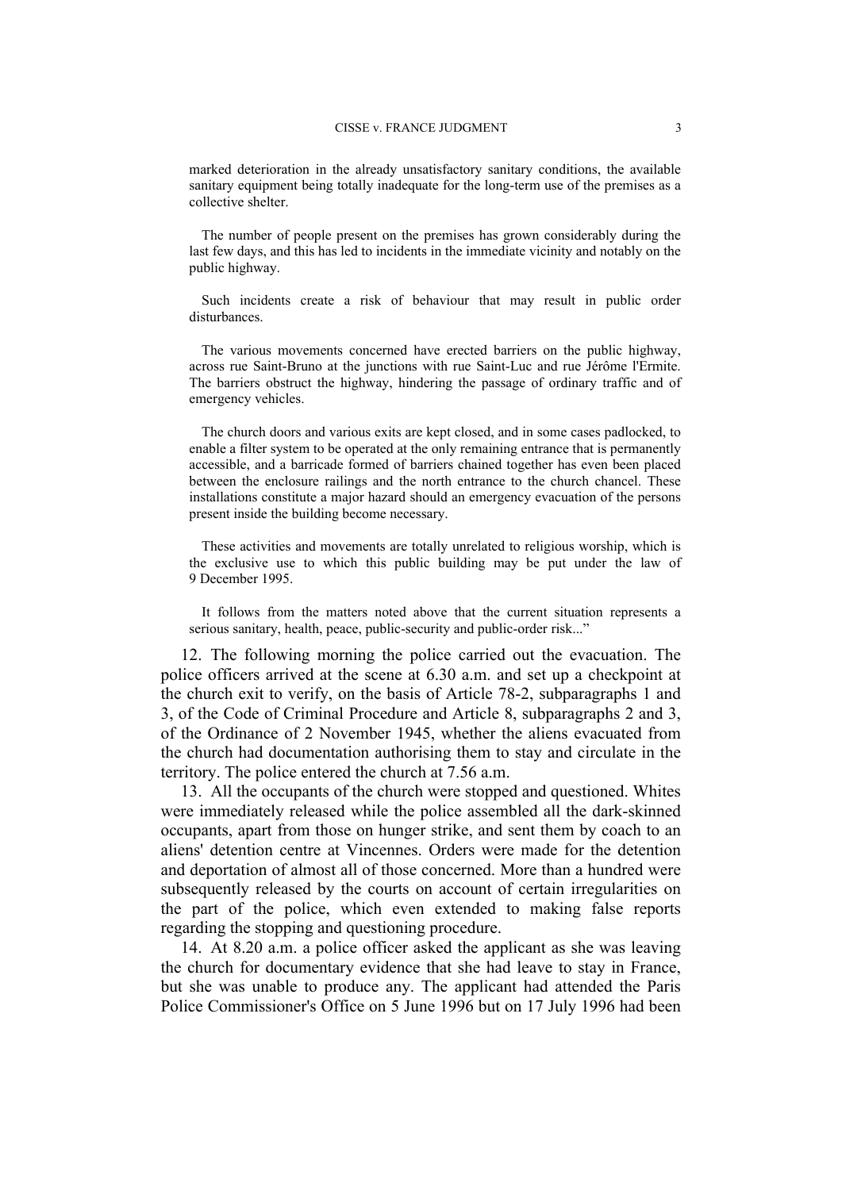> marked deterioration in the already unsatisfactory sanitary conditions, the available sanitary equipment being totally inadequate for the long-term use of the premises as a collective shelter.
>
> The number of people present on the premises has grown considerably during the last few days, and this has led to incidents in the immediate vicinity and notably on the public highway.
>
> Such incidents create a risk of behaviour that may result in public order disturbances.
>
> The various movements concerned have erected barriers on the public highway, across rue Saint-Bruno at the junctions with rue Saint-Luc and rue Jérôme l'Ermite. The barriers obstruct the highway, hindering the passage of ordinary traffic and of emergency vehicles.
>
> The church doors and various exits are kept closed, and in some cases padlocked, to enable a filter system to be operated at the only remaining entrance that is permanently accessible, and a barricade formed of barriers chained together has even been placed between the enclosure railings and the north entrance to the church chancel. These installations constitute a major hazard should an emergency evacuation of the persons present inside the building become necessary.
>
> These activities and movements are totally unrelated to religious worship, which is the exclusive use to which this public building may be put under the law of 9 December 1995.
>
> It follows from the matters noted above that the current situation represents a serious sanitary, health, peace, public-security and public-order risk..."

12. The following morning the police carried out the evacuation. The police officers arrived at the scene at 6.30 a.m. and set up a checkpoint at the church exit to verify, on the basis of Article 78-2, subparagraphs 1 and 3, of the Code of Criminal Procedure and Article 8, subparagraphs 2 and 3, of the Ordinance of 2 November 1945, whether the aliens evacuated from the church had documentation authorising them to stay and circulate in the territory. The police entered the church at 7.56 a.m.

13. All the occupants of the church were stopped and questioned. Whites were immediately released while the police assembled all the dark-skinned occupants, apart from those on hunger strike, and sent them by coach to an aliens' detention centre at Vincennes. Orders were made for the detention and deportation of almost all of those concerned. More than a hundred were subsequently released by the courts on account of certain irregularities on the part of the police, which even extended to making false reports regarding the stopping and questioning procedure.

14. At 8.20 a.m. a police officer asked the applicant as she was leaving the church for documentary evidence that she had leave to stay in France, but she was unable to produce any. The applicant had attended the Paris Police Commissioner's Office on 5 June 1996 but on 17 July 1996 had been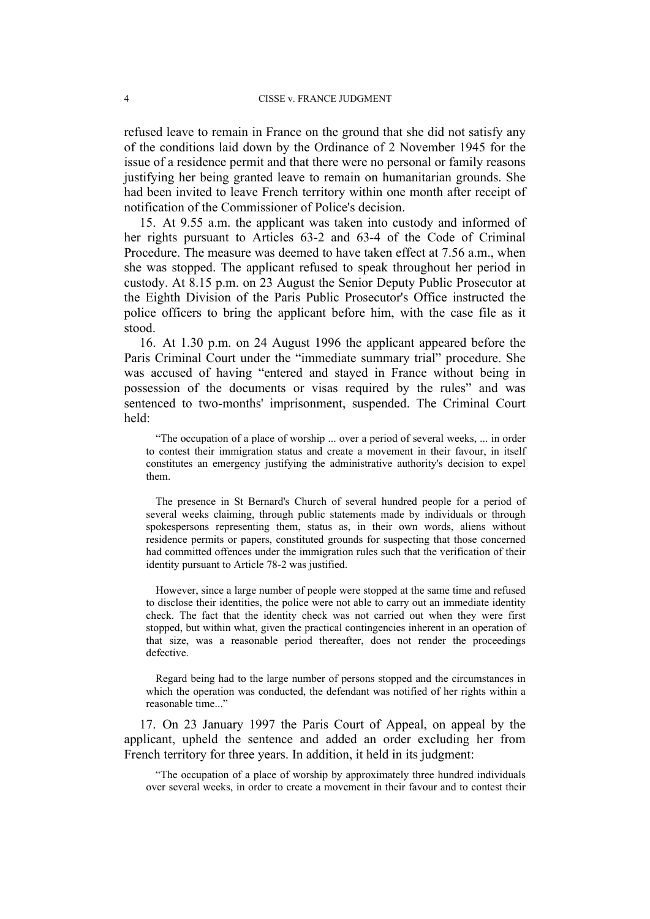refused leave to remain in France on the ground that she did not satisfy any of the conditions laid down by the Ordinance of 2 November 1945 for the issue of a residence permit and that there were no personal or family reasons justifying her being granted leave to remain on humanitarian grounds. She had been invited to leave French territory within one month after receipt of notification of the Commissioner of Police's decision.

15. At 9.55 a.m. the applicant was taken into custody and informed of her rights pursuant to Articles 63-2 and 63-4 of the Code of Criminal Procedure. The measure was deemed to have taken effect at 7.56 a.m., when she was stopped. The applicant refused to speak throughout her period in custody. At 8.15 p.m. on 23 August the Senior Deputy Public Prosecutor at the Eighth Division of the Paris Public Prosecutor's Office instructed the police officers to bring the applicant before him, with the case file as it stood.

16. At 1.30 p.m. on 24 August 1996 the applicant appeared before the Paris Criminal Court under the "immediate summary trial" procedure. She was accused of having "entered and stayed in France without being in possession of the documents or visas required by the rules" and was sentenced to two-months' imprisonment, suspended. The Criminal Court held:

> "The occupation of a place of worship ... over a period of several weeks, ... in order to contest their immigration status and create a movement in their favour, in itself constitutes an emergency justifying the administrative authority's decision to expel them.
>
> The presence in St Bernard's Church of several hundred people for a period of several weeks claiming, through public statements made by individuals or through spokespersons representing them, status as, in their own words, aliens without residence permits or papers, constituted grounds for suspecting that those concerned had committed offences under the immigration rules such that the verification of their identity pursuant to Article 78-2 was justified.
>
> However, since a large number of people were stopped at the same time and refused to disclose their identities, the police were not able to carry out an immediate identity check. The fact that the identity check was not carried out when they were first stopped, but within what, given the practical contingencies inherent in an operation of that size, was a reasonable period thereafter, does not render the proceedings defective.
>
> Regard being had to the large number of persons stopped and the circumstances in which the operation was conducted, the defendant was notified of her rights within a reasonable time..."

17. On 23 January 1997 the Paris Court of Appeal, on appeal by the applicant, upheld the sentence and added an order excluding her from French territory for three years. In addition, it held in its judgment:

> "The occupation of a place of worship by approximately three hundred individuals over several weeks, in order to create a movement in their favour and to contest their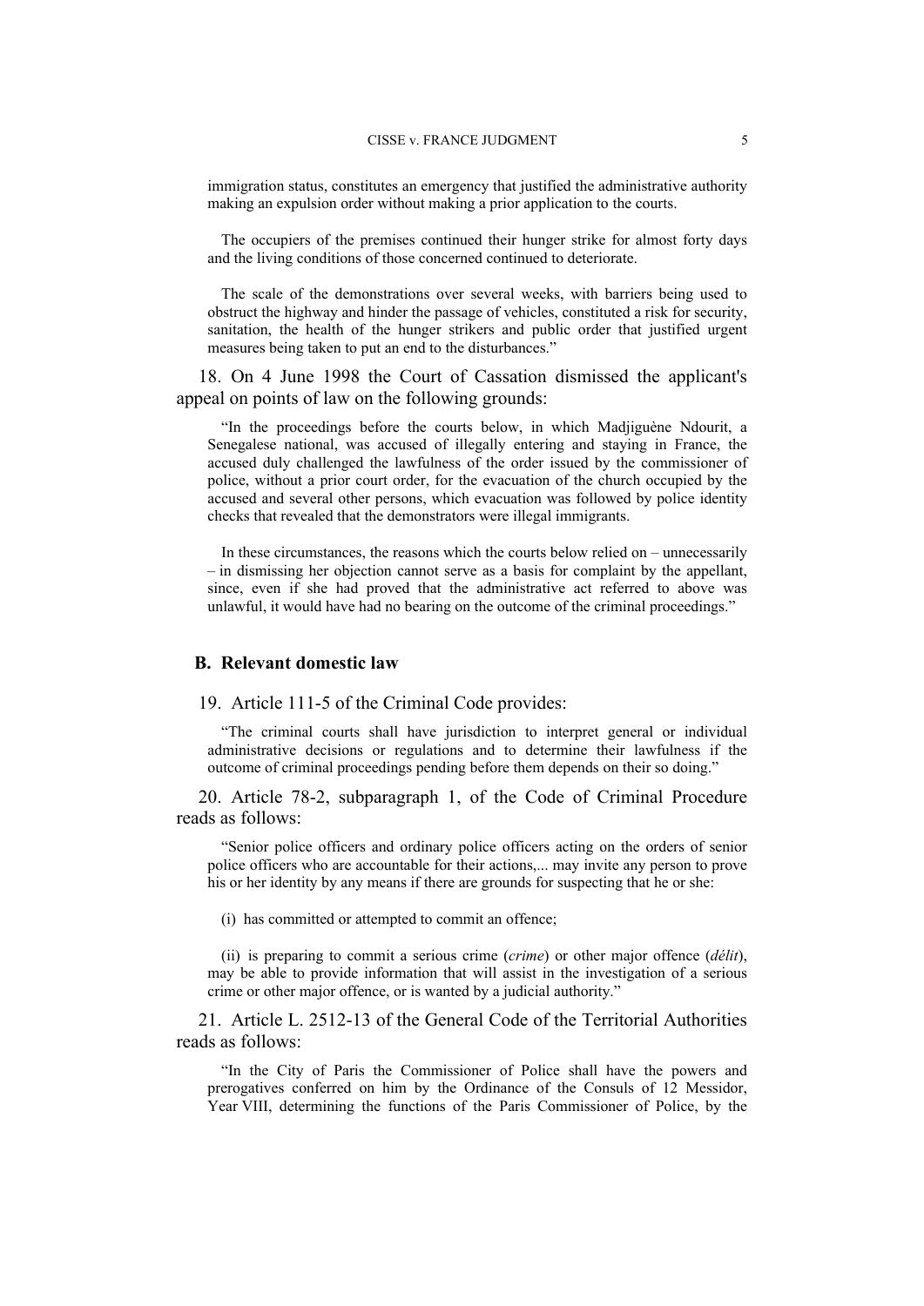immigration status, constitutes an emergency that justified the administrative authority making an expulsion order without making a prior application to the courts.

The occupiers of the premises continued their hunger strike for almost forty days and the living conditions of those concerned continued to deteriorate.

The scale of the demonstrations over several weeks, with barriers being used to obstruct the highway and hinder the passage of vehicles, constituted a risk for security, sanitation, the health of the hunger strikers and public order that justified urgent measures being taken to put an end to the disturbances."

18. On 4 June 1998 the Court of Cassation dismissed the applicant's appeal on points of law on the following grounds:

"In the proceedings before the courts below, in which Madjiguène Ndourit, a Senegalese national, was accused of illegally entering and staying in France, the accused duly challenged the lawfulness of the order issued by the commissioner of police, without a prior court order, for the evacuation of the church occupied by the accused and several other persons, which evacuation was followed by police identity checks that revealed that the demonstrators were illegal immigrants.

In these circumstances, the reasons which the courts below relied on – unnecessarily – in dismissing her objection cannot serve as a basis for complaint by the appellant, since, even if she had proved that the administrative act referred to above was unlawful, it would have had no bearing on the outcome of the criminal proceedings."

## B. Relevant domestic law

19. Article 111-5 of the Criminal Code provides:

"The criminal courts shall have jurisdiction to interpret general or individual administrative decisions or regulations and to determine their lawfulness if the outcome of criminal proceedings pending before them depends on their so doing."

20. Article 78-2, subparagraph 1, of the Code of Criminal Procedure reads as follows:

"Senior police officers and ordinary police officers acting on the orders of senior police officers who are accountable for their actions,... may invite any person to prove his or her identity by any means if there are grounds for suspecting that he or she:

(i) has committed or attempted to commit an offence;

(ii) is preparing to commit a serious crime (*crime*) or other major offence (*délit*), may be able to provide information that will assist in the investigation of a serious crime or other major offence, or is wanted by a judicial authority."

21. Article L. 2512-13 of the General Code of the Territorial Authorities reads as follows:

"In the City of Paris the Commissioner of Police shall have the powers and prerogatives conferred on him by the Ordinance of the Consuls of 12 Messidor, Year VIII, determining the functions of the Paris Commissioner of Police, by the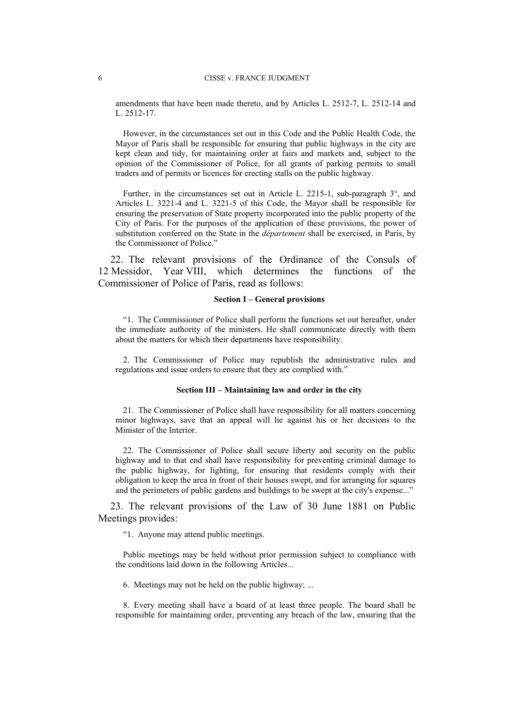amendments that have been made thereto, and by Articles L. 2512-7, L. 2512-14 and L. 2512-17.

However, in the circumstances set out in this Code and the Public Health Code, the Mayor of Paris shall be responsible for ensuring that public highways in the city are kept clean and tidy, for maintaining order at fairs and markets and, subject to the opinion of the Commissioner of Police, for all grants of parking permits to small traders and of permits or licences for erecting stalls on the public highway.

Further, in the circumstances set out in Article L. 2215-1, sub-paragraph 3°, and Articles L. 3221-4 and L. 3221-5 of this Code, the Mayor shall be responsible for ensuring the preservation of State property incorporated into the public property of the City of Paris. For the purposes of the application of these provisions, the power of substitution conferred on the State in the *département* shall be exercised, in Paris, by the Commissioner of Police."

22. The relevant provisions of the Ordinance of the Consuls of 12 Messidor, Year VIII, which determines the functions of the Commissioner of Police of Paris, read as follows:

**Section I – General provisions**

"1. The Commissioner of Police shall perform the functions set out hereafter, under the immediate authority of the ministers. He shall communicate directly with them about the matters for which their departments have responsibility.

2. The Commissioner of Police may republish the administrative rules and regulations and issue orders to ensure that they are complied with."

**Section III – Maintaining law and order in the city**

21. The Commissioner of Police shall have responsibility for all matters concerning minor highways, save that an appeal will lie against his or her decisions to the Minister of the Interior.

22. The Commissioner of Police shall secure liberty and security on the public highway and to that end shall have responsibility for preventing criminal damage to the public highway, for lighting, for ensuring that residents comply with their obligation to keep the area in front of their houses swept, and for arranging for squares and the perimeters of public gardens and buildings to be swept at the city's expense..."

23. The relevant provisions of the Law of 30 June 1881 on Public Meetings provides:

"1. Anyone may attend public meetings.

Public meetings may be held without prior permission subject to compliance with the conditions laid down in the following Articles...

6. Meetings may not be held on the public highway; ...

8. Every meeting shall have a board of at least three people. The board shall be responsible for maintaining order, preventing any breach of the law, ensuring that the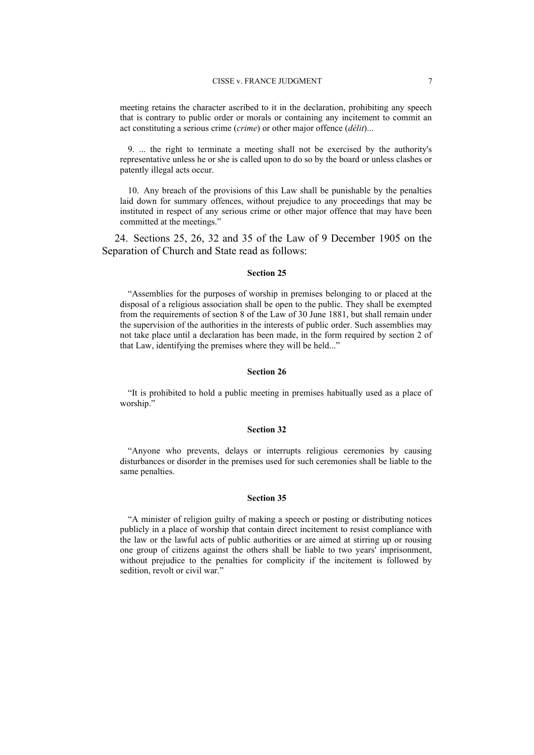meeting retains the character ascribed to it in the declaration, prohibiting any speech that is contrary to public order or morals or containing any incitement to commit an act constituting a serious crime (*crime*) or other major offence (*délit*)...

9. ... the right to terminate a meeting shall not be exercised by the authority's representative unless he or she is called upon to do so by the board or unless clashes or patently illegal acts occur.

10. Any breach of the provisions of this Law shall be punishable by the penalties laid down for summary offences, without prejudice to any proceedings that may be instituted in respect of any serious crime or other major offence that may have been committed at the meetings."

24. Sections 25, 26, 32 and 35 of the Law of 9 December 1905 on the Separation of Church and State read as follows:

**Section 25**

"Assemblies for the purposes of worship in premises belonging to or placed at the disposal of a religious association shall be open to the public. They shall be exempted from the requirements of section 8 of the Law of 30 June 1881, but shall remain under the supervision of the authorities in the interests of public order. Such assemblies may not take place until a declaration has been made, in the form required by section 2 of that Law, identifying the premises where they will be held..."

**Section 26**

"It is prohibited to hold a public meeting in premises habitually used as a place of worship."

**Section 32**

"Anyone who prevents, delays or interrupts religious ceremonies by causing disturbances or disorder in the premises used for such ceremonies shall be liable to the same penalties.

**Section 35**

"A minister of religion guilty of making a speech or posting or distributing notices publicly in a place of worship that contain direct incitement to resist compliance with the law or the lawful acts of public authorities or are aimed at stirring up or rousing one group of citizens against the others shall be liable to two years' imprisonment, without prejudice to the penalties for complicity if the incitement is followed by sedition, revolt or civil war."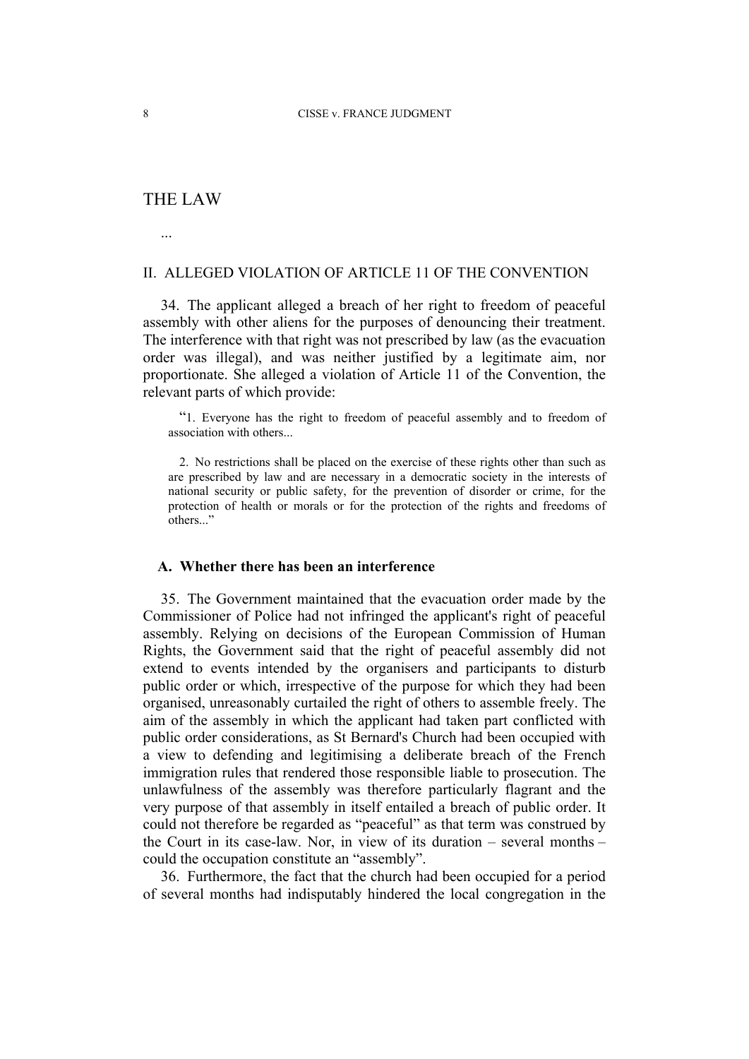# THE LAW

...

## II. ALLEGED VIOLATION OF ARTICLE 11 OF THE CONVENTION

34. The applicant alleged a breach of her right to freedom of peaceful assembly with other aliens for the purposes of denouncing their treatment. The interference with that right was not prescribed by law (as the evacuation order was illegal), and was neither justified by a legitimate aim, nor proportionate. She alleged a violation of Article 11 of the Convention, the relevant parts of which provide:

> "1. Everyone has the right to freedom of peaceful assembly and to freedom of association with others...
>
> 2. No restrictions shall be placed on the exercise of these rights other than such as are prescribed by law and are necessary in a democratic society in the interests of national security or public safety, for the prevention of disorder or crime, for the protection of health or morals or for the protection of the rights and freedoms of others..."

### A. Whether there has been an interference

35. The Government maintained that the evacuation order made by the Commissioner of Police had not infringed the applicant's right of peaceful assembly. Relying on decisions of the European Commission of Human Rights, the Government said that the right of peaceful assembly did not extend to events intended by the organisers and participants to disturb public order or which, irrespective of the purpose for which they had been organised, unreasonably curtailed the right of others to assemble freely. The aim of the assembly in which the applicant had taken part conflicted with public order considerations, as St Bernard's Church had been occupied with a view to defending and legitimising a deliberate breach of the French immigration rules that rendered those responsible liable to prosecution. The unlawfulness of the assembly was therefore particularly flagrant and the very purpose of that assembly in itself entailed a breach of public order. It could not therefore be regarded as "peaceful" as that term was construed by the Court in its case-law. Nor, in view of its duration – several months – could the occupation constitute an "assembly".

36. Furthermore, the fact that the church had been occupied for a period of several months had indisputably hindered the local congregation in the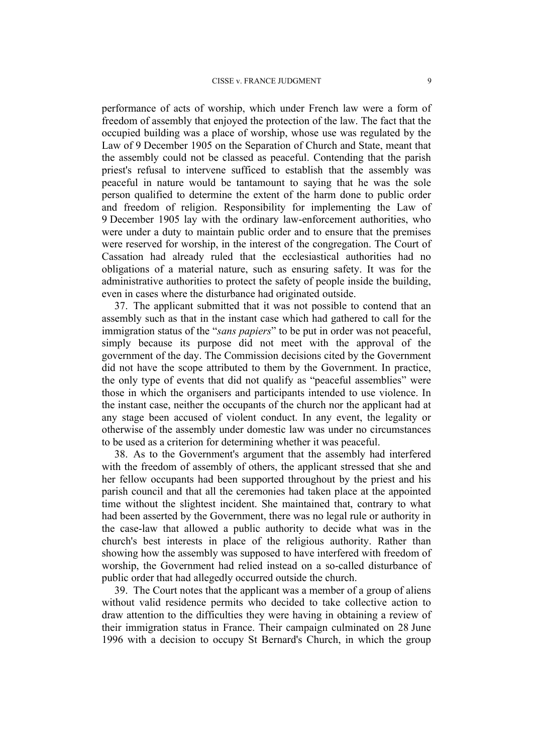performance of acts of worship, which under French law were a form of freedom of assembly that enjoyed the protection of the law. The fact that the occupied building was a place of worship, whose use was regulated by the Law of 9 December 1905 on the Separation of Church and State, meant that the assembly could not be classed as peaceful. Contending that the parish priest's refusal to intervene sufficed to establish that the assembly was peaceful in nature would be tantamount to saying that he was the sole person qualified to determine the extent of the harm done to public order and freedom of religion. Responsibility for implementing the Law of 9 December 1905 lay with the ordinary law-enforcement authorities, who were under a duty to maintain public order and to ensure that the premises were reserved for worship, in the interest of the congregation. The Court of Cassation had already ruled that the ecclesiastical authorities had no obligations of a material nature, such as ensuring safety. It was for the administrative authorities to protect the safety of people inside the building, even in cases where the disturbance had originated outside.

37. The applicant submitted that it was not possible to contend that an assembly such as that in the instant case which had gathered to call for the immigration status of the "*sans papiers*" to be put in order was not peaceful, simply because its purpose did not meet with the approval of the government of the day. The Commission decisions cited by the Government did not have the scope attributed to them by the Government. In practice, the only type of events that did not qualify as "peaceful assemblies" were those in which the organisers and participants intended to use violence. In the instant case, neither the occupants of the church nor the applicant had at any stage been accused of violent conduct. In any event, the legality or otherwise of the assembly under domestic law was under no circumstances to be used as a criterion for determining whether it was peaceful.

38. As to the Government's argument that the assembly had interfered with the freedom of assembly of others, the applicant stressed that she and her fellow occupants had been supported throughout by the priest and his parish council and that all the ceremonies had taken place at the appointed time without the slightest incident. She maintained that, contrary to what had been asserted by the Government, there was no legal rule or authority in the case-law that allowed a public authority to decide what was in the church's best interests in place of the religious authority. Rather than showing how the assembly was supposed to have interfered with freedom of worship, the Government had relied instead on a so-called disturbance of public order that had allegedly occurred outside the church.

39. The Court notes that the applicant was a member of a group of aliens without valid residence permits who decided to take collective action to draw attention to the difficulties they were having in obtaining a review of their immigration status in France. Their campaign culminated on 28 June 1996 with a decision to occupy St Bernard's Church, in which the group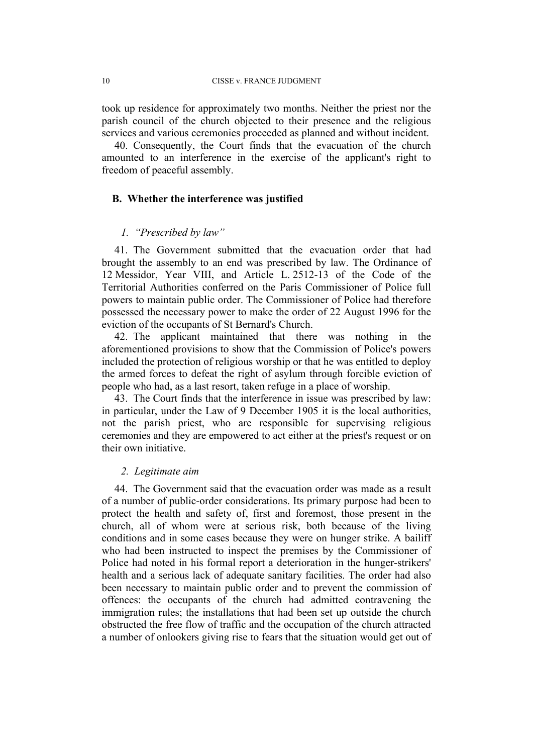took up residence for approximately two months. Neither the priest nor the parish council of the church objected to their presence and the religious services and various ceremonies proceeded as planned and without incident.

40. Consequently, the Court finds that the evacuation of the church amounted to an interference in the exercise of the applicant's right to freedom of peaceful assembly.

## B. Whether the interference was justified

### *1. "Prescribed by law"*

41. The Government submitted that the evacuation order that had brought the assembly to an end was prescribed by law. The Ordinance of 12 Messidor, Year VIII, and Article L. 2512-13 of the Code of the Territorial Authorities conferred on the Paris Commissioner of Police full powers to maintain public order. The Commissioner of Police had therefore possessed the necessary power to make the order of 22 August 1996 for the eviction of the occupants of St Bernard's Church.

42. The applicant maintained that there was nothing in the aforementioned provisions to show that the Commission of Police's powers included the protection of religious worship or that he was entitled to deploy the armed forces to defeat the right of asylum through forcible eviction of people who had, as a last resort, taken refuge in a place of worship.

43. The Court finds that the interference in issue was prescribed by law: in particular, under the Law of 9 December 1905 it is the local authorities, not the parish priest, who are responsible for supervising religious ceremonies and they are empowered to act either at the priest's request or on their own initiative.

### *2. Legitimate aim*

44. The Government said that the evacuation order was made as a result of a number of public-order considerations. Its primary purpose had been to protect the health and safety of, first and foremost, those present in the church, all of whom were at serious risk, both because of the living conditions and in some cases because they were on hunger strike. A bailiff who had been instructed to inspect the premises by the Commissioner of Police had noted in his formal report a deterioration in the hunger-strikers' health and a serious lack of adequate sanitary facilities. The order had also been necessary to maintain public order and to prevent the commission of offences: the occupants of the church had admitted contravening the immigration rules; the installations that had been set up outside the church obstructed the free flow of traffic and the occupation of the church attracted a number of onlookers giving rise to fears that the situation would get out of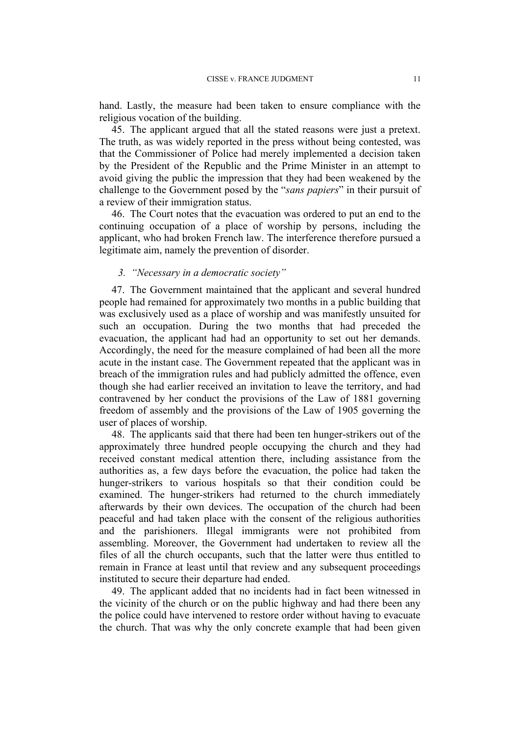hand. Lastly, the measure had been taken to ensure compliance with the religious vocation of the building.

45. The applicant argued that all the stated reasons were just a pretext. The truth, as was widely reported in the press without being contested, was that the Commissioner of Police had merely implemented a decision taken by the President of the Republic and the Prime Minister in an attempt to avoid giving the public the impression that they had been weakened by the challenge to the Government posed by the "*sans papiers*" in their pursuit of a review of their immigration status.

46. The Court notes that the evacuation was ordered to put an end to the continuing occupation of a place of worship by persons, including the applicant, who had broken French law. The interference therefore pursued a legitimate aim, namely the prevention of disorder.

### 3. *"Necessary in a democratic society"*

47. The Government maintained that the applicant and several hundred people had remained for approximately two months in a public building that was exclusively used as a place of worship and was manifestly unsuited for such an occupation. During the two months that had preceded the evacuation, the applicant had had an opportunity to set out her demands. Accordingly, the need for the measure complained of had been all the more acute in the instant case. The Government repeated that the applicant was in breach of the immigration rules and had publicly admitted the offence, even though she had earlier received an invitation to leave the territory, and had contravened by her conduct the provisions of the Law of 1881 governing freedom of assembly and the provisions of the Law of 1905 governing the user of places of worship.

48. The applicants said that there had been ten hunger-strikers out of the approximately three hundred people occupying the church and they had received constant medical attention there, including assistance from the authorities as, a few days before the evacuation, the police had taken the hunger-strikers to various hospitals so that their condition could be examined. The hunger-strikers had returned to the church immediately afterwards by their own devices. The occupation of the church had been peaceful and had taken place with the consent of the religious authorities and the parishioners. Illegal immigrants were not prohibited from assembling. Moreover, the Government had undertaken to review all the files of all the church occupants, such that the latter were thus entitled to remain in France at least until that review and any subsequent proceedings instituted to secure their departure had ended.

49. The applicant added that no incidents had in fact been witnessed in the vicinity of the church or on the public highway and had there been any the police could have intervened to restore order without having to evacuate the church. That was why the only concrete example that had been given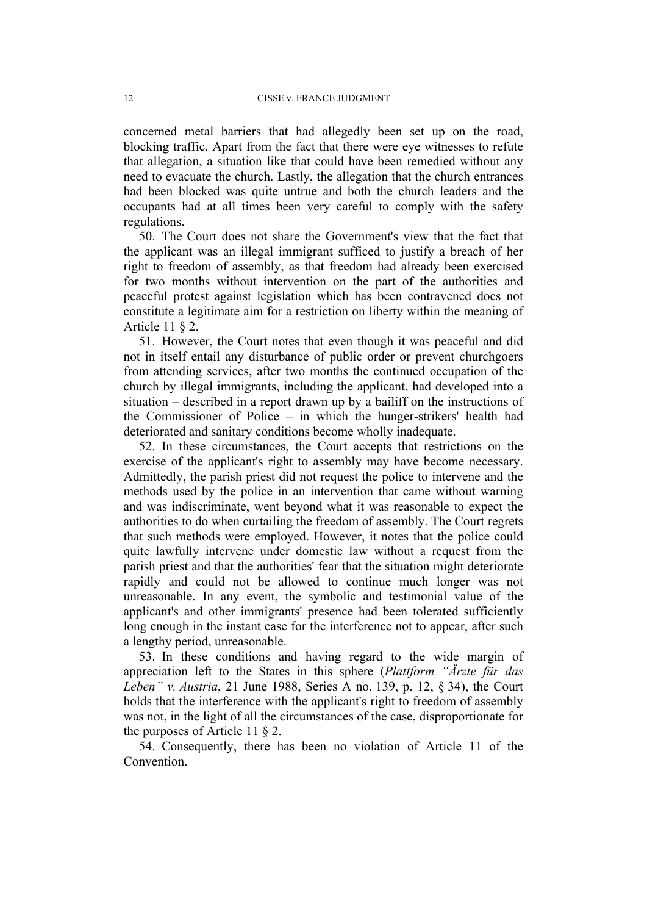concerned metal barriers that had allegedly been set up on the road, blocking traffic. Apart from the fact that there were eye witnesses to refute that allegation, a situation like that could have been remedied without any need to evacuate the church. Lastly, the allegation that the church entrances had been blocked was quite untrue and both the church leaders and the occupants had at all times been very careful to comply with the safety regulations.

50. The Court does not share the Government's view that the fact that the applicant was an illegal immigrant sufficed to justify a breach of her right to freedom of assembly, as that freedom had already been exercised for two months without intervention on the part of the authorities and peaceful protest against legislation which has been contravened does not constitute a legitimate aim for a restriction on liberty within the meaning of Article 11 § 2.

51. However, the Court notes that even though it was peaceful and did not in itself entail any disturbance of public order or prevent churchgoers from attending services, after two months the continued occupation of the church by illegal immigrants, including the applicant, had developed into a situation – described in a report drawn up by a bailiff on the instructions of the Commissioner of Police – in which the hunger-strikers' health had deteriorated and sanitary conditions become wholly inadequate.

52. In these circumstances, the Court accepts that restrictions on the exercise of the applicant's right to assembly may have become necessary. Admittedly, the parish priest did not request the police to intervene and the methods used by the police in an intervention that came without warning and was indiscriminate, went beyond what it was reasonable to expect the authorities to do when curtailing the freedom of assembly. The Court regrets that such methods were employed. However, it notes that the police could quite lawfully intervene under domestic law without a request from the parish priest and that the authorities' fear that the situation might deteriorate rapidly and could not be allowed to continue much longer was not unreasonable. In any event, the symbolic and testimonial value of the applicant's and other immigrants' presence had been tolerated sufficiently long enough in the instant case for the interference not to appear, after such a lengthy period, unreasonable.

53. In these conditions and having regard to the wide margin of appreciation left to the States in this sphere (*Plattform "Ärzte für das Leben" v. Austria*, 21 June 1988, Series A no. 139, p. 12, § 34), the Court holds that the interference with the applicant's right to freedom of assembly was not, in the light of all the circumstances of the case, disproportionate for the purposes of Article 11 § 2.

54. Consequently, there has been no violation of Article 11 of the Convention.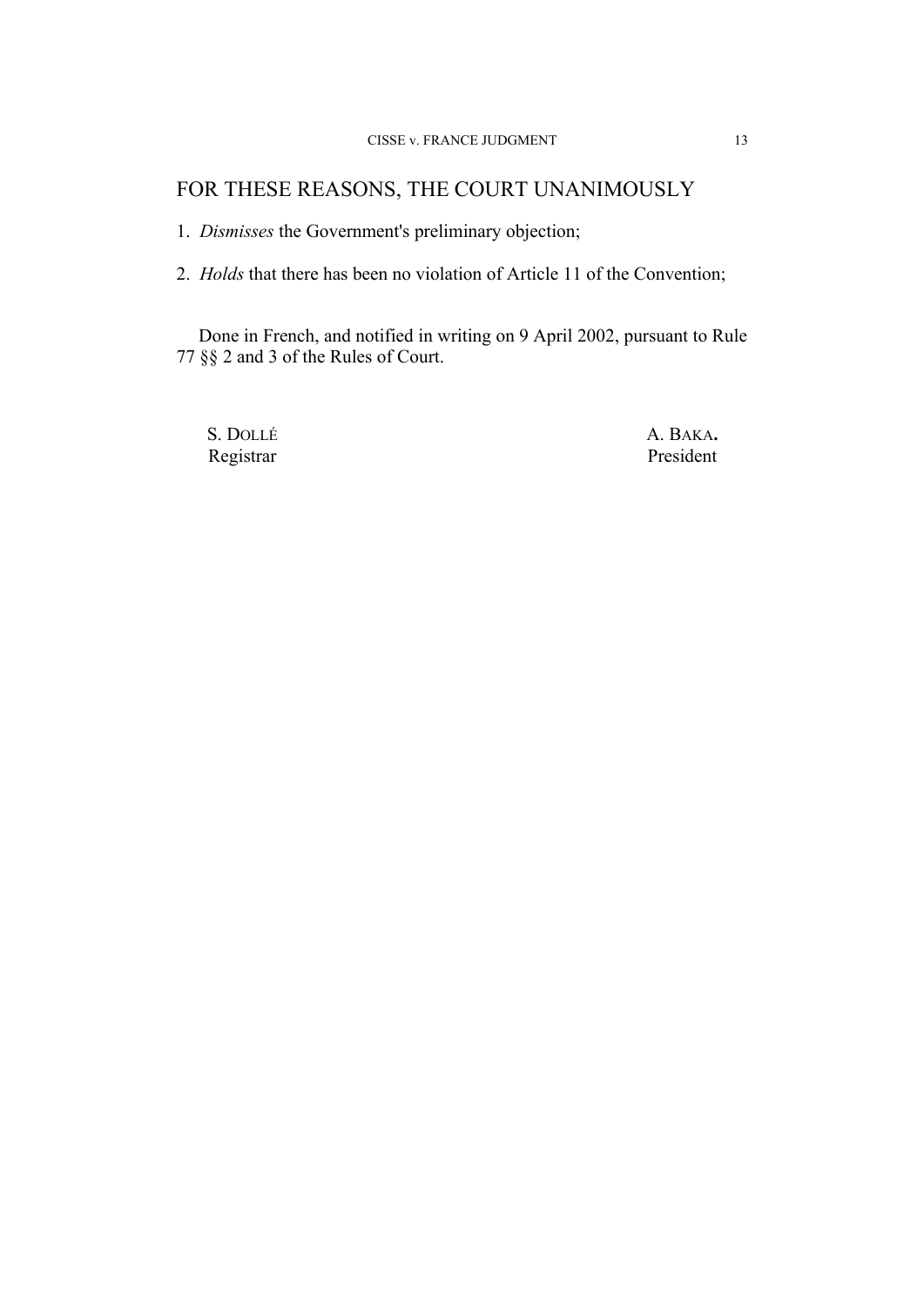# FOR THESE REASONS, THE COURT UNANIMOUSLY

1. *Dismisses* the Government's preliminary objection;

2. *Holds* that there has been no violation of Article 11 of the Convention;

Done in French, and notified in writing on 9 April 2002, pursuant to Rule 77 §§ 2 and 3 of the Rules of Court.

S. DOLLÉ
Registrar

A. BAKA.
President